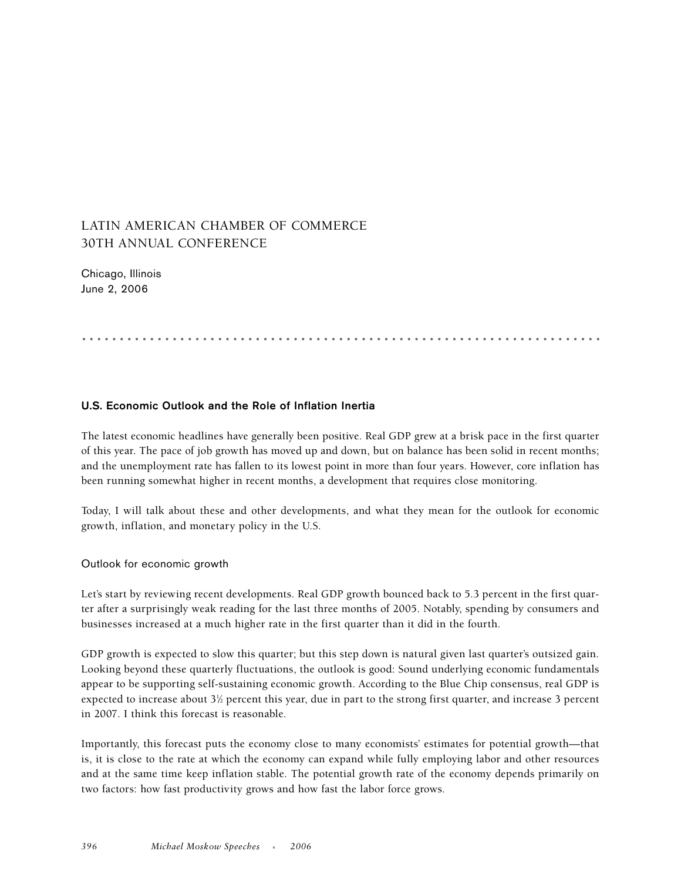# LATIN AMERICAN CHAMBER OF COMMERCE 30TH ANNUAL CONFERENCE

Chicago, Illinois
June 2, 2006

## U.S. Economic Outlook and the Role of Inflation Inertia

The latest economic headlines have generally been positive. Real GDP grew at a brisk pace in the first quarter of this year. The pace of job growth has moved up and down, but on balance has been solid in recent months; and the unemployment rate has fallen to its lowest point in more than four years. However, core inflation has been running somewhat higher in recent months, a development that requires close monitoring.

Today, I will talk about these and other developments, and what they mean for the outlook for economic growth, inflation, and monetary policy in the U.S.

### Outlook for economic growth

Let's start by reviewing recent developments. Real GDP growth bounced back to 5.3 percent in the first quarter after a surprisingly weak reading for the last three months of 2005. Notably, spending by consumers and businesses increased at a much higher rate in the first quarter than it did in the fourth.

GDP growth is expected to slow this quarter; but this step down is natural given last quarter's outsized gain. Looking beyond these quarterly fluctuations, the outlook is good: Sound underlying economic fundamentals appear to be supporting self-sustaining economic growth. According to the Blue Chip consensus, real GDP is expected to increase about 3½ percent this year, due in part to the strong first quarter, and increase 3 percent in 2007. I think this forecast is reasonable.

Importantly, this forecast puts the economy close to many economists' estimates for potential growth—that is, it is close to the rate at which the economy can expand while fully employing labor and other resources and at the same time keep inflation stable. The potential growth rate of the economy depends primarily on two factors: how fast productivity grows and how fast the labor force grows.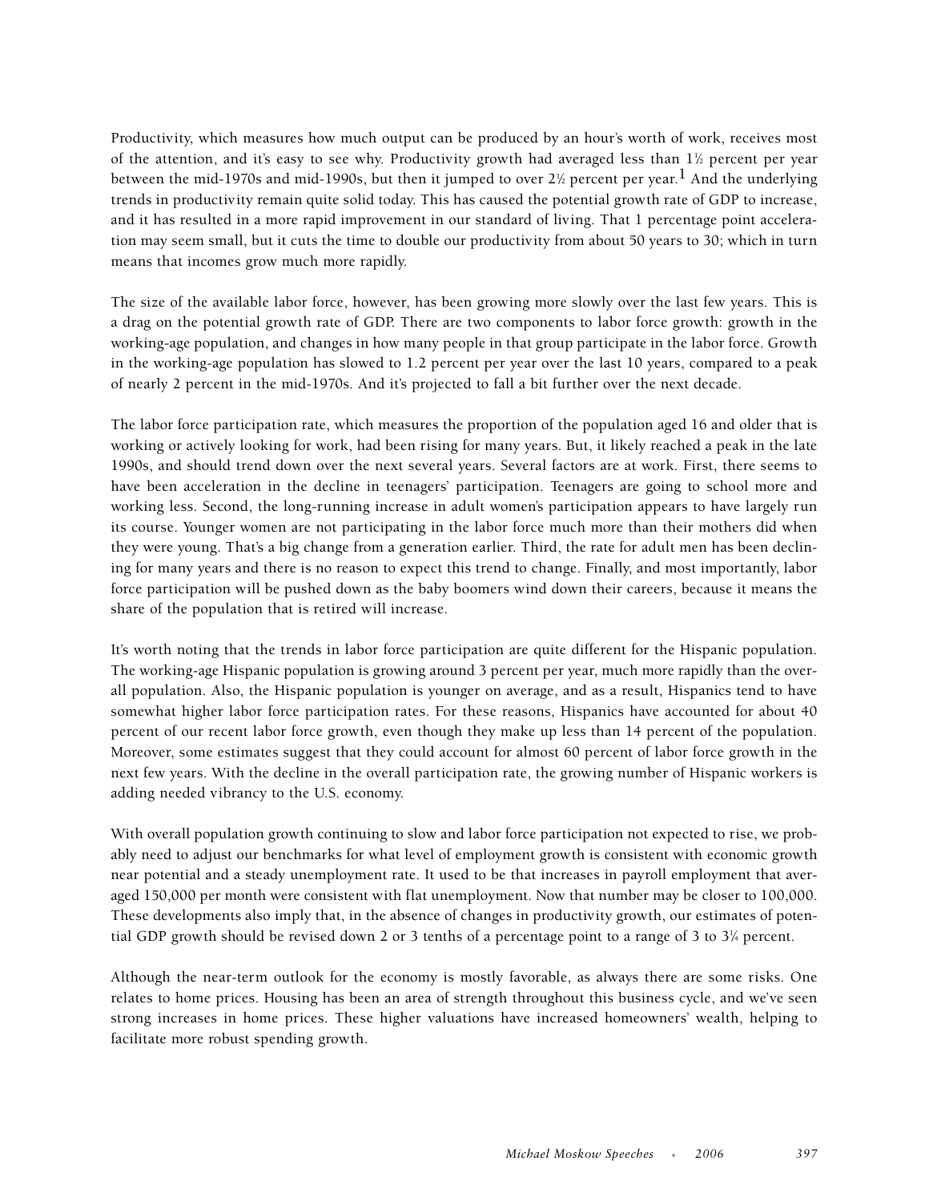Productivity, which measures how much output can be produced by an hour's worth of work, receives most of the attention, and it's easy to see why. Productivity growth had averaged less than 1½ percent per year between the mid-1970s and mid-1990s, but then it jumped to over 2½ percent per year.[1] And the underlying trends in productivity remain quite solid today. This has caused the potential growth rate of GDP to increase, and it has resulted in a more rapid improvement in our standard of living. That 1 percentage point acceleration may seem small, but it cuts the time to double our productivity from about 50 years to 30; which in turn means that incomes grow much more rapidly.

The size of the available labor force, however, has been growing more slowly over the last few years. This is a drag on the potential growth rate of GDP. There are two components to labor force growth: growth in the working-age population, and changes in how many people in that group participate in the labor force. Growth in the working-age population has slowed to 1.2 percent per year over the last 10 years, compared to a peak of nearly 2 percent in the mid-1970s. And it's projected to fall a bit further over the next decade.

The labor force participation rate, which measures the proportion of the population aged 16 and older that is working or actively looking for work, had been rising for many years. But, it likely reached a peak in the late 1990s, and should trend down over the next several years. Several factors are at work. First, there seems to have been acceleration in the decline in teenagers' participation. Teenagers are going to school more and working less. Second, the long-running increase in adult women's participation appears to have largely run its course. Younger women are not participating in the labor force much more than their mothers did when they were young. That's a big change from a generation earlier. Third, the rate for adult men has been declining for many years and there is no reason to expect this trend to change. Finally, and most importantly, labor force participation will be pushed down as the baby boomers wind down their careers, because it means the share of the population that is retired will increase.

It's worth noting that the trends in labor force participation are quite different for the Hispanic population. The working-age Hispanic population is growing around 3 percent per year, much more rapidly than the overall population. Also, the Hispanic population is younger on average, and as a result, Hispanics tend to have somewhat higher labor force participation rates. For these reasons, Hispanics have accounted for about 40 percent of our recent labor force growth, even though they make up less than 14 percent of the population. Moreover, some estimates suggest that they could account for almost 60 percent of labor force growth in the next few years. With the decline in the overall participation rate, the growing number of Hispanic workers is adding needed vibrancy to the U.S. economy.

With overall population growth continuing to slow and labor force participation not expected to rise, we probably need to adjust our benchmarks for what level of employment growth is consistent with economic growth near potential and a steady unemployment rate. It used to be that increases in payroll employment that averaged 150,000 per month were consistent with flat unemployment. Now that number may be closer to 100,000. These developments also imply that, in the absence of changes in productivity growth, our estimates of potential GDP growth should be revised down 2 or 3 tenths of a percentage point to a range of 3 to 3¼ percent.

Although the near-term outlook for the economy is mostly favorable, as always there are some risks. One relates to home prices. Housing has been an area of strength throughout this business cycle, and we've seen strong increases in home prices. These higher valuations have increased homeowners' wealth, helping to facilitate more robust spending growth.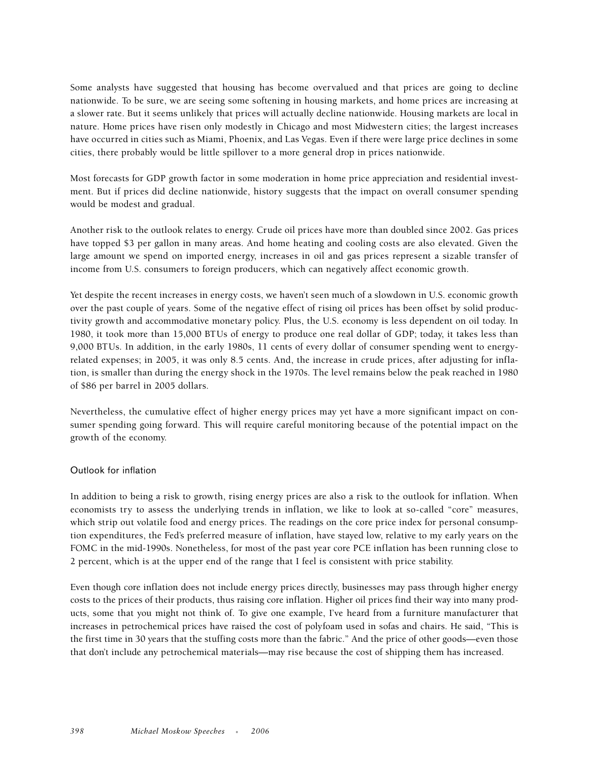Some analysts have suggested that housing has become overvalued and that prices are going to decline nationwide. To be sure, we are seeing some softening in housing markets, and home prices are increasing at a slower rate. But it seems unlikely that prices will actually decline nationwide. Housing markets are local in nature. Home prices have risen only modestly in Chicago and most Midwestern cities; the largest increases have occurred in cities such as Miami, Phoenix, and Las Vegas. Even if there were large price declines in some cities, there probably would be little spillover to a more general drop in prices nationwide.

Most forecasts for GDP growth factor in some moderation in home price appreciation and residential investment. But if prices did decline nationwide, history suggests that the impact on overall consumer spending would be modest and gradual.

Another risk to the outlook relates to energy. Crude oil prices have more than doubled since 2002. Gas prices have topped $3 per gallon in many areas. And home heating and cooling costs are also elevated. Given the large amount we spend on imported energy, increases in oil and gas prices represent a sizable transfer of income from U.S. consumers to foreign producers, which can negatively affect economic growth.

Yet despite the recent increases in energy costs, we haven't seen much of a slowdown in U.S. economic growth over the past couple of years. Some of the negative effect of rising oil prices has been offset by solid productivity growth and accommodative monetary policy. Plus, the U.S. economy is less dependent on oil today. In 1980, it took more than 15,000 BTUs of energy to produce one real dollar of GDP; today, it takes less than 9,000 BTUs. In addition, in the early 1980s, 11 cents of every dollar of consumer spending went to energy-related expenses; in 2005, it was only 8.5 cents. And, the increase in crude prices, after adjusting for inflation, is smaller than during the energy shock in the 1970s. The level remains below the peak reached in 1980 of $86 per barrel in 2005 dollars.

Nevertheless, the cumulative effect of higher energy prices may yet have a more significant impact on consumer spending going forward. This will require careful monitoring because of the potential impact on the growth of the economy.

## Outlook for inflation

In addition to being a risk to growth, rising energy prices are also a risk to the outlook for inflation. When economists try to assess the underlying trends in inflation, we like to look at so-called "core" measures, which strip out volatile food and energy prices. The readings on the core price index for personal consumption expenditures, the Fed's preferred measure of inflation, have stayed low, relative to my early years on the FOMC in the mid-1990s. Nonetheless, for most of the past year core PCE inflation has been running close to 2 percent, which is at the upper end of the range that I feel is consistent with price stability.

Even though core inflation does not include energy prices directly, businesses may pass through higher energy costs to the prices of their products, thus raising core inflation. Higher oil prices find their way into many products, some that you might not think of. To give one example, I've heard from a furniture manufacturer that increases in petrochemical prices have raised the cost of polyfoam used in sofas and chairs. He said, "This is the first time in 30 years that the stuffing costs more than the fabric." And the price of other goods—even those that don't include any petrochemical materials—may rise because the cost of shipping them has increased.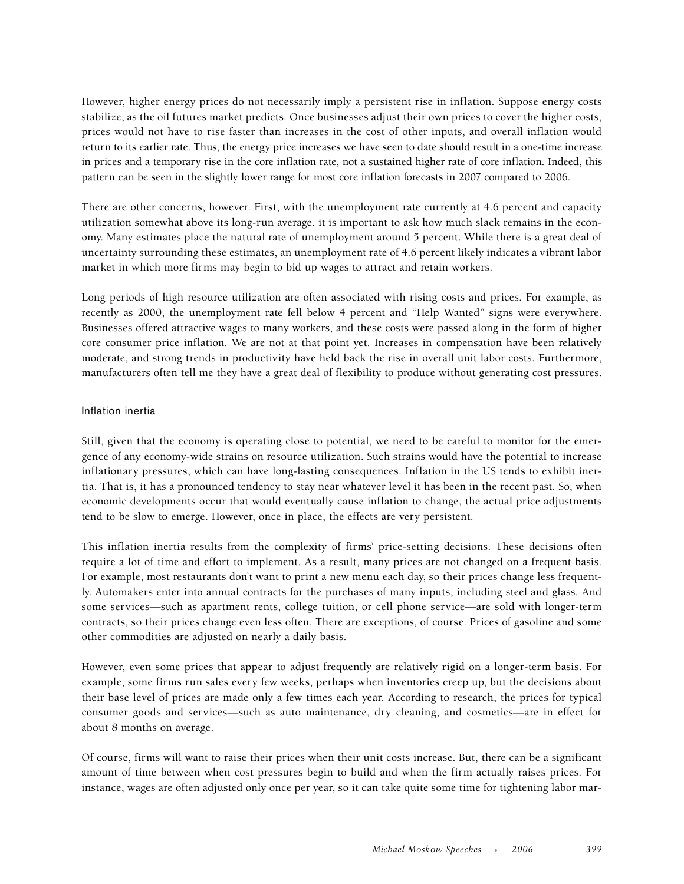However, higher energy prices do not necessarily imply a persistent rise in inflation. Suppose energy costs stabilize, as the oil futures market predicts. Once businesses adjust their own prices to cover the higher costs, prices would not have to rise faster than increases in the cost of other inputs, and overall inflation would return to its earlier rate. Thus, the energy price increases we have seen to date should result in a one-time increase in prices and a temporary rise in the core inflation rate, not a sustained higher rate of core inflation. Indeed, this pattern can be seen in the slightly lower range for most core inflation forecasts in 2007 compared to 2006.

There are other concerns, however. First, with the unemployment rate currently at 4.6 percent and capacity utilization somewhat above its long-run average, it is important to ask how much slack remains in the economy. Many estimates place the natural rate of unemployment around 5 percent. While there is a great deal of uncertainty surrounding these estimates, an unemployment rate of 4.6 percent likely indicates a vibrant labor market in which more firms may begin to bid up wages to attract and retain workers.

Long periods of high resource utilization are often associated with rising costs and prices. For example, as recently as 2000, the unemployment rate fell below 4 percent and "Help Wanted" signs were everywhere. Businesses offered attractive wages to many workers, and these costs were passed along in the form of higher core consumer price inflation. We are not at that point yet. Increases in compensation have been relatively moderate, and strong trends in productivity have held back the rise in overall unit labor costs. Furthermore, manufacturers often tell me they have a great deal of flexibility to produce without generating cost pressures.

## Inflation inertia

Still, given that the economy is operating close to potential, we need to be careful to monitor for the emergence of any economy-wide strains on resource utilization. Such strains would have the potential to increase inflationary pressures, which can have long-lasting consequences. Inflation in the US tends to exhibit inertia. That is, it has a pronounced tendency to stay near whatever level it has been in the recent past. So, when economic developments occur that would eventually cause inflation to change, the actual price adjustments tend to be slow to emerge. However, once in place, the effects are very persistent.

This inflation inertia results from the complexity of firms' price-setting decisions. These decisions often require a lot of time and effort to implement. As a result, many prices are not changed on a frequent basis. For example, most restaurants don't want to print a new menu each day, so their prices change less frequently. Automakers enter into annual contracts for the purchases of many inputs, including steel and glass. And some services—such as apartment rents, college tuition, or cell phone service—are sold with longer-term contracts, so their prices change even less often. There are exceptions, of course. Prices of gasoline and some other commodities are adjusted on nearly a daily basis.

However, even some prices that appear to adjust frequently are relatively rigid on a longer-term basis. For example, some firms run sales every few weeks, perhaps when inventories creep up, but the decisions about their base level of prices are made only a few times each year. According to research, the prices for typical consumer goods and services—such as auto maintenance, dry cleaning, and cosmetics—are in effect for about 8 months on average.

Of course, firms will want to raise their prices when their unit costs increase. But, there can be a significant amount of time between when cost pressures begin to build and when the firm actually raises prices. For instance, wages are often adjusted only once per year, so it can take quite some time for tightening labor mar-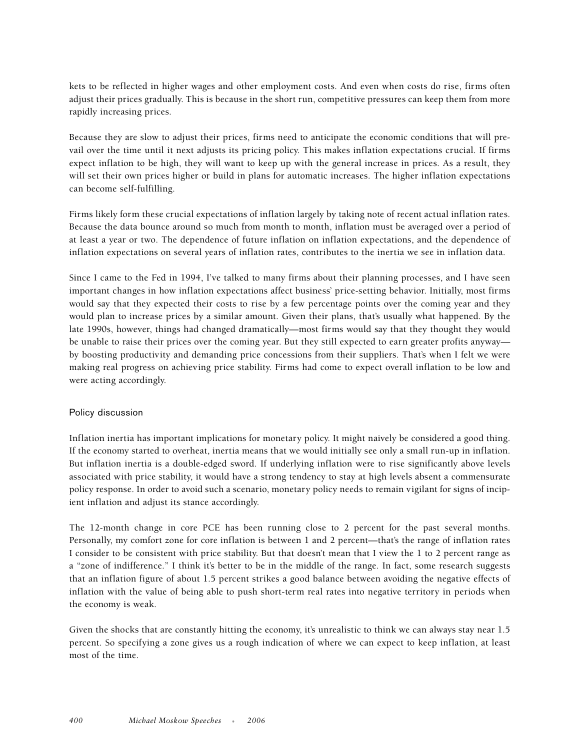kets to be reflected in higher wages and other employment costs. And even when costs do rise, firms often adjust their prices gradually. This is because in the short run, competitive pressures can keep them from more rapidly increasing prices.

Because they are slow to adjust their prices, firms need to anticipate the economic conditions that will prevail over the time until it next adjusts its pricing policy. This makes inflation expectations crucial. If firms expect inflation to be high, they will want to keep up with the general increase in prices. As a result, they will set their own prices higher or build in plans for automatic increases. The higher inflation expectations can become self-fulfilling.

Firms likely form these crucial expectations of inflation largely by taking note of recent actual inflation rates. Because the data bounce around so much from month to month, inflation must be averaged over a period of at least a year or two. The dependence of future inflation on inflation expectations, and the dependence of inflation expectations on several years of inflation rates, contributes to the inertia we see in inflation data.

Since I came to the Fed in 1994, I've talked to many firms about their planning processes, and I have seen important changes in how inflation expectations affect business' price-setting behavior. Initially, most firms would say that they expected their costs to rise by a few percentage points over the coming year and they would plan to increase prices by a similar amount. Given their plans, that's usually what happened. By the late 1990s, however, things had changed dramatically—most firms would say that they thought they would be unable to raise their prices over the coming year. But they still expected to earn greater profits anyway—by boosting productivity and demanding price concessions from their suppliers. That's when I felt we were making real progress on achieving price stability. Firms had come to expect overall inflation to be low and were acting accordingly.

## Policy discussion

Inflation inertia has important implications for monetary policy. It might naively be considered a good thing. If the economy started to overheat, inertia means that we would initially see only a small run-up in inflation. But inflation inertia is a double-edged sword. If underlying inflation were to rise significantly above levels associated with price stability, it would have a strong tendency to stay at high levels absent a commensurate policy response. In order to avoid such a scenario, monetary policy needs to remain vigilant for signs of incipient inflation and adjust its stance accordingly.

The 12-month change in core PCE has been running close to 2 percent for the past several months. Personally, my comfort zone for core inflation is between 1 and 2 percent—that's the range of inflation rates I consider to be consistent with price stability. But that doesn't mean that I view the 1 to 2 percent range as a "zone of indifference." I think it's better to be in the middle of the range. In fact, some research suggests that an inflation figure of about 1.5 percent strikes a good balance between avoiding the negative effects of inflation with the value of being able to push short-term real rates into negative territory in periods when the economy is weak.

Given the shocks that are constantly hitting the economy, it's unrealistic to think we can always stay near 1.5 percent. So specifying a zone gives us a rough indication of where we can expect to keep inflation, at least most of the time.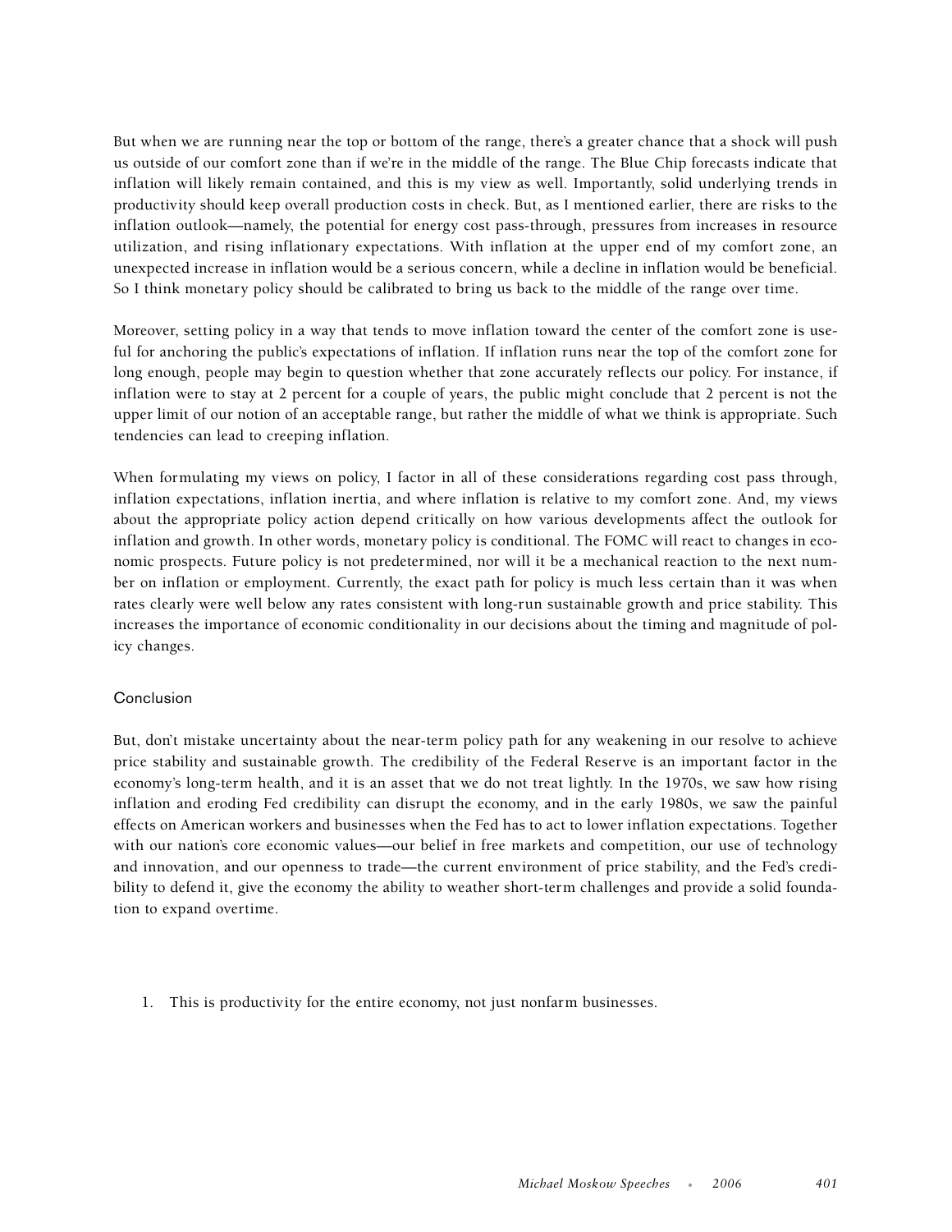But when we are running near the top or bottom of the range, there's a greater chance that a shock will push us outside of our comfort zone than if we're in the middle of the range. The Blue Chip forecasts indicate that inflation will likely remain contained, and this is my view as well. Importantly, solid underlying trends in productivity should keep overall production costs in check. But, as I mentioned earlier, there are risks to the inflation outlook—namely, the potential for energy cost pass-through, pressures from increases in resource utilization, and rising inflationary expectations. With inflation at the upper end of my comfort zone, an unexpected increase in inflation would be a serious concern, while a decline in inflation would be beneficial. So I think monetary policy should be calibrated to bring us back to the middle of the range over time.

Moreover, setting policy in a way that tends to move inflation toward the center of the comfort zone is useful for anchoring the public's expectations of inflation. If inflation runs near the top of the comfort zone for long enough, people may begin to question whether that zone accurately reflects our policy. For instance, if inflation were to stay at 2 percent for a couple of years, the public might conclude that 2 percent is not the upper limit of our notion of an acceptable range, but rather the middle of what we think is appropriate. Such tendencies can lead to creeping inflation.

When formulating my views on policy, I factor in all of these considerations regarding cost pass through, inflation expectations, inflation inertia, and where inflation is relative to my comfort zone. And, my views about the appropriate policy action depend critically on how various developments affect the outlook for inflation and growth. In other words, monetary policy is conditional. The FOMC will react to changes in economic prospects. Future policy is not predetermined, nor will it be a mechanical reaction to the next number on inflation or employment. Currently, the exact path for policy is much less certain than it was when rates clearly were well below any rates consistent with long-run sustainable growth and price stability. This increases the importance of economic conditionality in our decisions about the timing and magnitude of policy changes.

## Conclusion

But, don't mistake uncertainty about the near-term policy path for any weakening in our resolve to achieve price stability and sustainable growth. The credibility of the Federal Reserve is an important factor in the economy's long-term health, and it is an asset that we do not treat lightly. In the 1970s, we saw how rising inflation and eroding Fed credibility can disrupt the economy, and in the early 1980s, we saw the painful effects on American workers and businesses when the Fed has to act to lower inflation expectations. Together with our nation's core economic values—our belief in free markets and competition, our use of technology and innovation, and our openness to trade—the current environment of price stability, and the Fed's credibility to defend it, give the economy the ability to weather short-term challenges and provide a solid foundation to expand overtime.

1. This is productivity for the entire economy, not just nonfarm businesses.